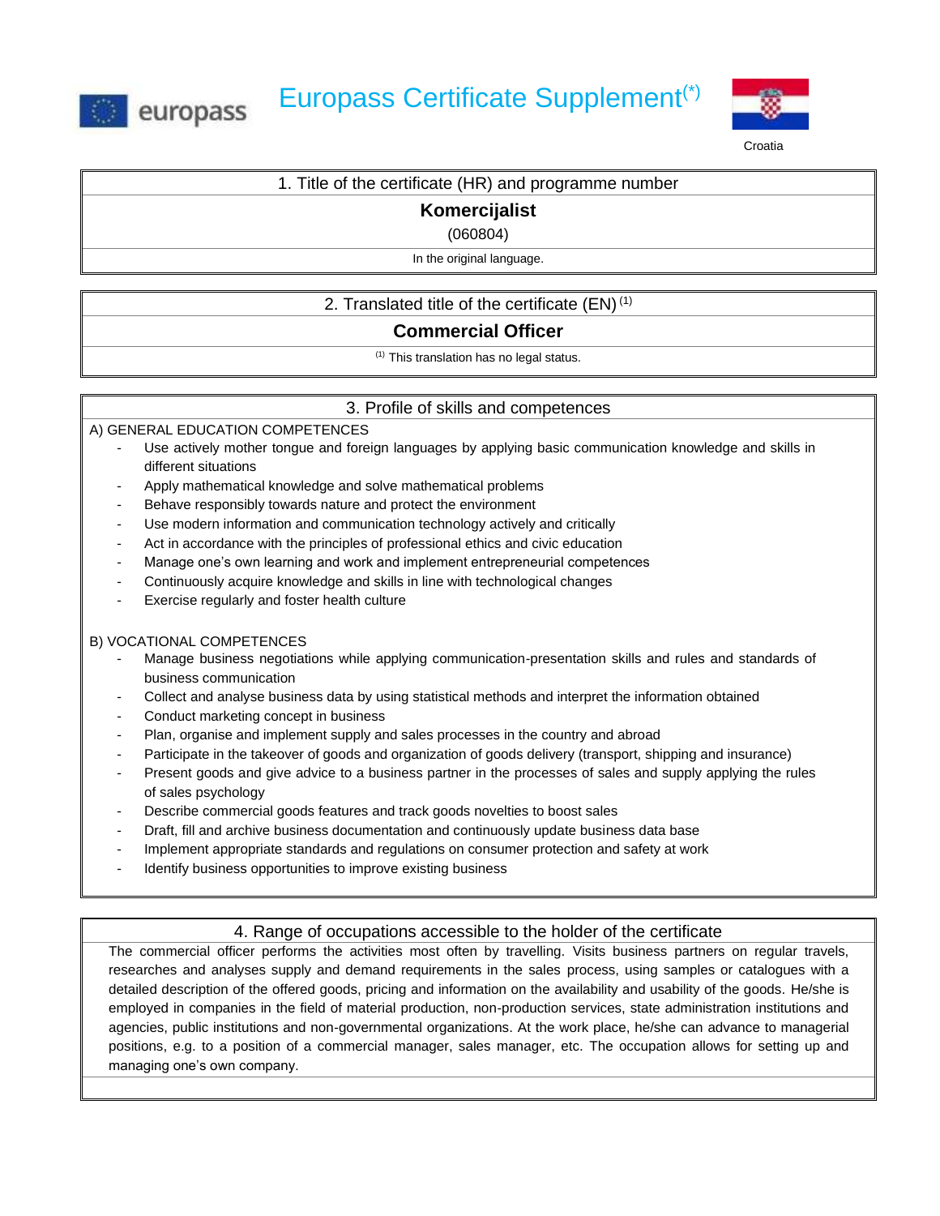europass

# Europass Certificate Supplement(*)

Croatia

## 1. Title of the certificate (HR) and programme number

**Komercijalist**

(060804)

In the original language.

## 2. Translated title of the certificate (EN) [1]

**Commercial Officer**

[1] This translation has no legal status.

## 3. Profile of skills and competences

A) GENERAL EDUCATION COMPETENCES

- Use actively mother tongue and foreign languages by applying basic communication knowledge and skills in different situations
- Apply mathematical knowledge and solve mathematical problems
- Behave responsibly towards nature and protect the environment
- Use modern information and communication technology actively and critically
- Act in accordance with the principles of professional ethics and civic education
- Manage one's own learning and work and implement entrepreneurial competences
- Continuously acquire knowledge and skills in line with technological changes
- Exercise regularly and foster health culture

B) VOCATIONAL COMPETENCES

- Manage business negotiations while applying communication-presentation skills and rules and standards of business communication
- Collect and analyse business data by using statistical methods and interpret the information obtained
- Conduct marketing concept in business
- Plan, organise and implement supply and sales processes in the country and abroad
- Participate in the takeover of goods and organization of goods delivery (transport, shipping and insurance)
- Present goods and give advice to a business partner in the processes of sales and supply applying the rules of sales psychology
- Describe commercial goods features and track goods novelties to boost sales
- Draft, fill and archive business documentation and continuously update business data base
- Implement appropriate standards and regulations on consumer protection and safety at work
- Identify business opportunities to improve existing business

## 4. Range of occupations accessible to the holder of the certificate

The commercial officer performs the activities most often by travelling. Visits business partners on regular travels, researches and analyses supply and demand requirements in the sales process, using samples or catalogues with a detailed description of the offered goods, pricing and information on the availability and usability of the goods. He/she is employed in companies in the field of material production, non-production services, state administration institutions and agencies, public institutions and non-governmental organizations. At the work place, he/she can advance to managerial positions, e.g. to a position of a commercial manager, sales manager, etc. The occupation allows for setting up and managing one's own company.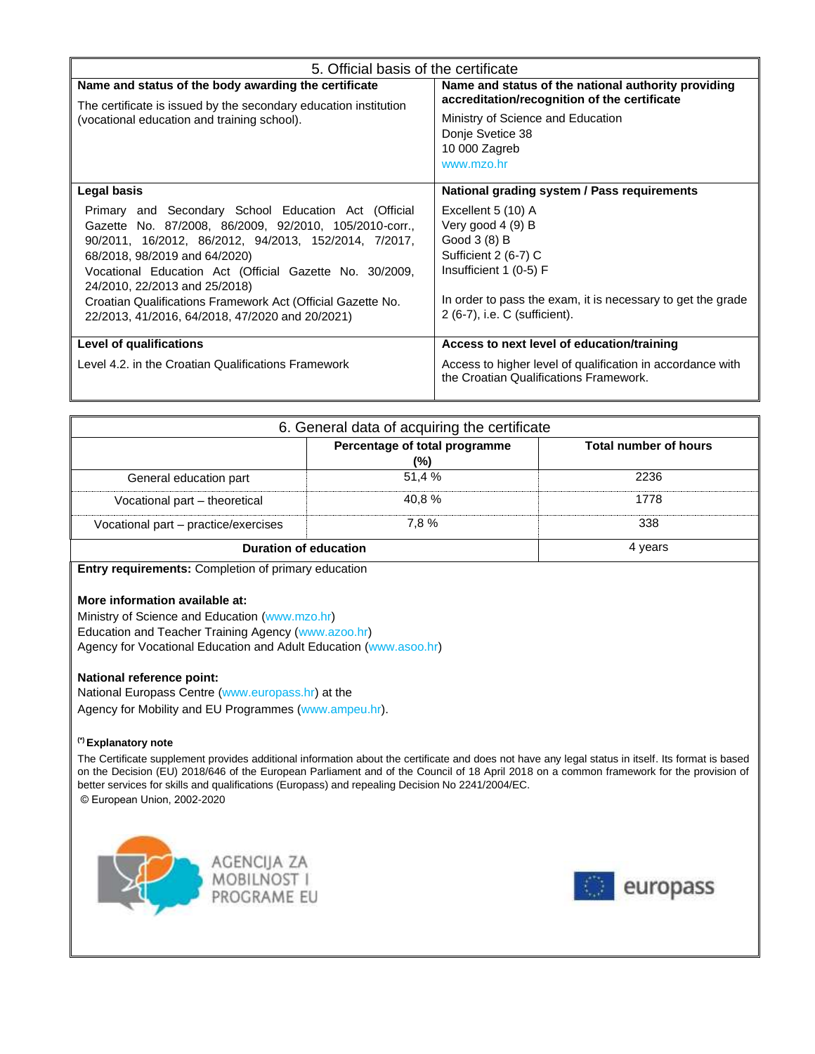## 5. Official basis of the certificate

| Name and status of the body awarding the certificate | Name and status of the national authority providing accreditation/recognition of the certificate |
|---|---|
| The certificate is issued by the secondary education institution (vocational education and training school). | Ministry of Science and Education<br>Donje Svetice 38<br>10 000 Zagreb<br>www.mzo.hr |
| **Legal basis** | **National grading system / Pass requirements** |
| Primary and Secondary School Education Act (Official Gazette No. 87/2008, 86/2009, 92/2010, 105/2010-corr., 90/2011, 16/2012, 86/2012, 94/2013, 152/2014, 7/2017, 68/2018, 98/2019 and 64/2020)<br>Vocational Education Act (Official Gazette No. 30/2009, 24/2010, 22/2013 and 25/2018)<br>Croatian Qualifications Framework Act (Official Gazette No. 22/2013, 41/2016, 64/2018, 47/2020 and 20/2021) | Excellent 5 (10) A<br>Very good 4 (9) B<br>Good 3 (8) B<br>Sufficient 2 (6-7) C<br>Insufficient 1 (0-5) F<br><br>In order to pass the exam, it is necessary to get the grade 2 (6-7), i.e. C (sufficient). |
| **Level of qualifications** | **Access to next level of education/training** |
| Level 4.2. in the Croatian Qualifications Framework | Access to higher level of qualification in accordance with the Croatian Qualifications Framework. |

## 6. General data of acquiring the certificate

| | Percentage of total programme (%) | Total number of hours |
|---|---|---|
| General education part | 51,4 % | 2236 |
| Vocational part – theoretical | 40,8 % | 1778 |
| Vocational part – practice/exercises | 7,8 % | 338 |
| **Duration of education** | | 4 years |

**Entry requirements:** Completion of primary education

**More information available at:**
Ministry of Science and Education (www.mzo.hr)
Education and Teacher Training Agency (www.azoo.hr)
Agency for Vocational Education and Adult Education (www.asoo.hr)

**National reference point:**
National Europass Centre (www.europass.hr) at the
Agency for Mobility and EU Programmes (www.ampeu.hr).

(*) **Explanatory note**

The Certificate supplement provides additional information about the certificate and does not have any legal status in itself. Its format is based on the Decision (EU) 2018/646 of the European Parliament and of the Council of 18 April 2018 on a common framework for the provision of better services for skills and qualifications (Europass) and repealing Decision No 2241/2004/EC.
© European Union, 2002-2020

AGENCIJA ZA MOBILNOST I PROGRAME EU

europass